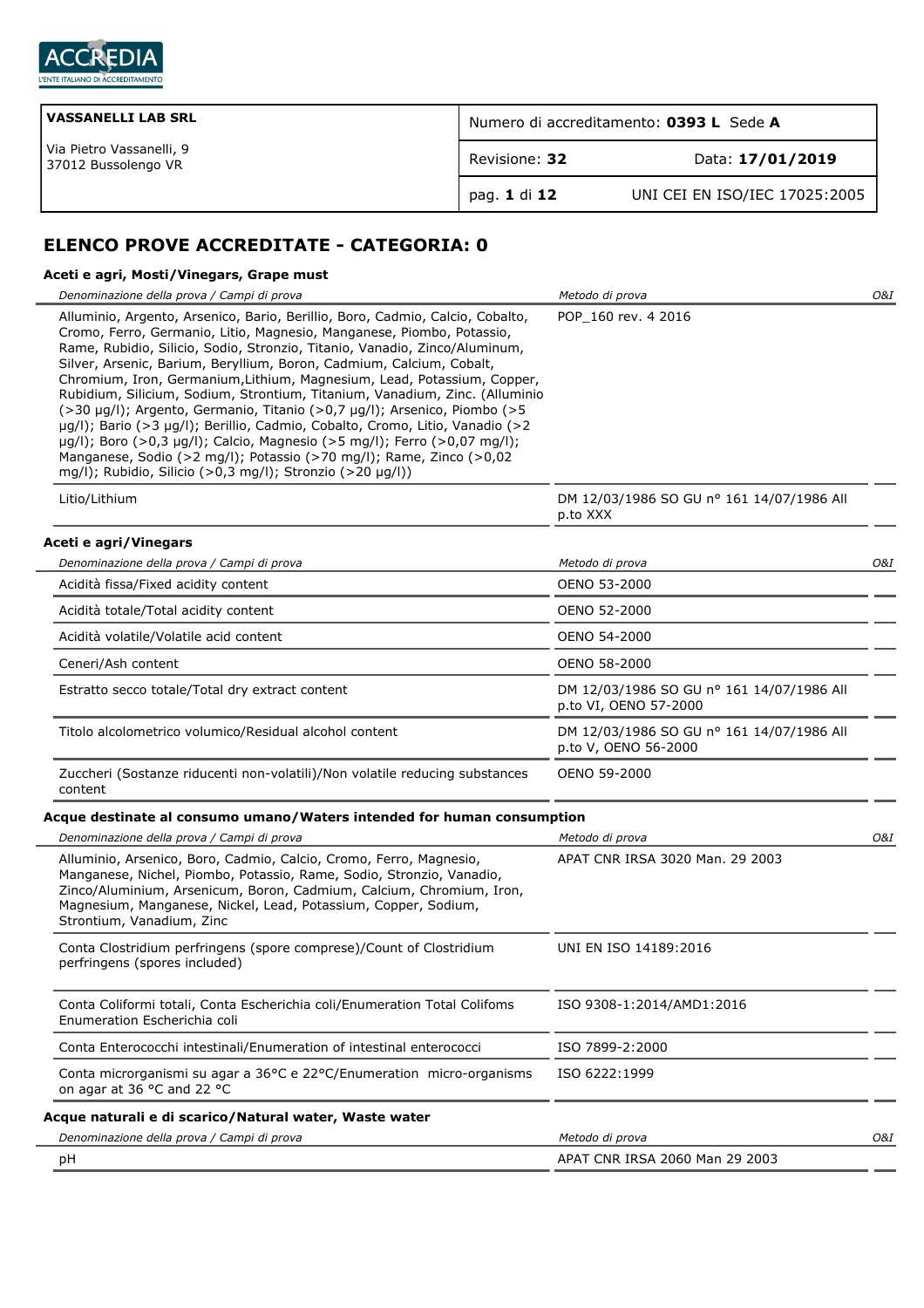ACCREDIA
L'ENTE ITALIANO DI ACCREDITAMENTO

| VASSANELLI LAB SRL | Numero di accreditamento: **0393 L** Sede **A** | |
|---|---|---|
| Via Pietro Vassanelli, 9<br>37012 Bussolengo VR | Revisione: **32** | Data: **17/01/2019** |
| | pag. **1** di **12** | UNI CEI EN ISO/IEC 17025:2005 |

## ELENCO PROVE ACCREDITATE - CATEGORIA: 0

### Aceti e agri, Mosti/Vinegars, Grape must

| *Denominazione della prova / Campi di prova* | *Metodo di prova* | *O&I* |
|---|---|---|
| Alluminio, Argento, Arsenico, Bario, Berillio, Boro, Cadmio, Calcio, Cobalto, Cromo, Ferro, Germanio, Litio, Magnesio, Manganese, Piombo, Potassio, Rame, Rubidio, Silicio, Sodio, Stronzio, Titanio, Vanadio, Zinco/Aluminum, Silver, Arsenic, Barium, Beryllium, Boron, Cadmium, Calcium, Cobalt, Chromium, Iron, Germanium,Lithium, Magnesium, Lead, Potassium, Copper, Rubidium, Silicium, Sodium, Strontium, Titanium, Vanadium, Zinc. (Alluminio (>30 µg/l); Argento, Germanio, Titanio (>0,7 µg/l); Arsenico, Piombo (>5 µg/l); Bario (>3 µg/l); Berillio, Cadmio, Cobalto, Cromo, Litio, Vanadio (>2 µg/l); Boro (>0,3 µg/l); Calcio, Magnesio (>5 mg/l); Ferro (>0,07 mg/l); Manganese, Sodio (>2 mg/l); Potassio (>70 mg/l); Rame, Zinco (>0,02 mg/l); Rubidio, Silicio (>0,3 mg/l); Stronzio (>20 µg/l)) | POP_160 rev. 4 2016 | |
| Litio/Lithium | DM 12/03/1986 SO GU n° 161 14/07/1986 All p.to XXX | |

### Aceti e agri/Vinegars

| *Denominazione della prova / Campi di prova* | *Metodo di prova* | *O&I* |
|---|---|---|
| Acidità fissa/Fixed acidity content | OENO 53-2000 | |
| Acidità totale/Total acidity content | OENO 52-2000 | |
| Acidità volatile/Volatile acid content | OENO 54-2000 | |
| Ceneri/Ash content | OENO 58-2000 | |
| Estratto secco totale/Total dry extract content | DM 12/03/1986 SO GU n° 161 14/07/1986 All p.to VI, OENO 57-2000 | |
| Titolo alcolometrico volumico/Residual alcohol content | DM 12/03/1986 SO GU n° 161 14/07/1986 All p.to V, OENO 56-2000 | |
| Zuccheri (Sostanze riducenti non-volatili)/Non volatile reducing substances content | OENO 59-2000 | |

### Acque destinate al consumo umano/Waters intended for human consumption

| *Denominazione della prova / Campi di prova* | *Metodo di prova* | *O&I* |
|---|---|---|
| Alluminio, Arsenico, Boro, Cadmio, Calcio, Cromo, Ferro, Magnesio, Manganese, Nichel, Piombo, Potassio, Rame, Sodio, Stronzio, Vanadio, Zinco/Aluminium, Arsenicum, Boron, Cadmium, Calcium, Chromium, Iron, Magnesium, Manganese, Nickel, Lead, Potassium, Copper, Sodium, Strontium, Vanadium, Zinc | APAT CNR IRSA 3020 Man. 29 2003 | |
| Conta Clostridium perfringens (spore comprese)/Count of Clostridium perfringens (spores included) | UNI EN ISO 14189:2016 | |
| Conta Coliformi totali, Conta Escherichia coli/Enumeration Total Colifoms Enumeration Escherichia coli | ISO 9308-1:2014/AMD1:2016 | |
| Conta Enterococchi intestinali/Enumeration of intestinal enterococci | ISO 7899-2:2000 | |
| Conta microrganismi su agar a 36°C e 22°C/Enumeration micro-organisms on agar at 36 °C and 22 °C | ISO 6222:1999 | |

### Acque naturali e di scarico/Natural water, Waste water

| *Denominazione della prova / Campi di prova* | *Metodo di prova* | *O&I* |
|---|---|---|
| pH | APAT CNR IRSA 2060 Man 29 2003 | |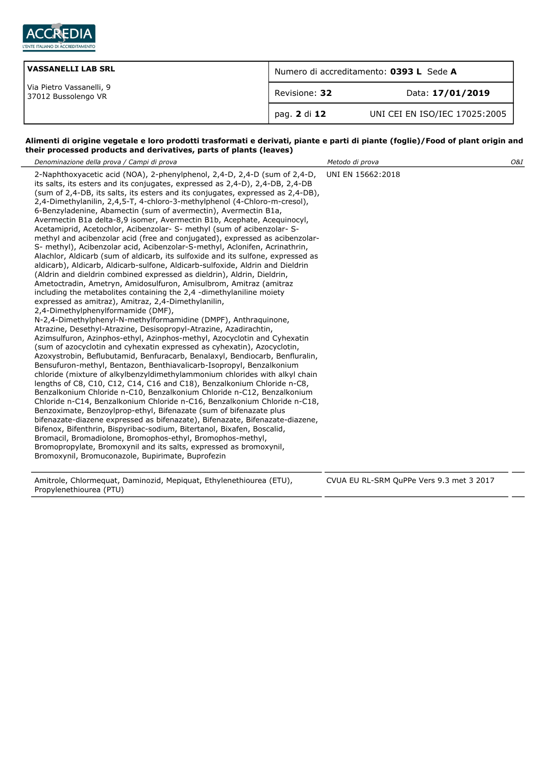| VASSANELLI LAB SRL | Numero di accreditamento: **0393 L** Sede **A** | |
|---|---|---|
| Via Pietro Vassanelli, 9<br>37012 Bussolengo VR | Revisione: **32** | Data: **17/01/2019** |
| | pag. **2** di **12** | UNI CEI EN ISO/IEC 17025:2005 |

**Alimenti di origine vegetale e loro prodotti trasformati e derivati, piante e parti di piante (foglie)/Food of plant origin and their processed products and derivatives, parts of plants (leaves)**

| *Denominazione della prova / Campi di prova* | *Metodo di prova* | *O&I* |
|---|---|---|
| 2-Naphthoxyacetic acid (NOA), 2-phenylphenol, 2,4-D, 2,4-D (sum of 2,4-D, its salts, its esters and its conjugates, expressed as 2,4-D), 2,4-DB, 2,4-DB (sum of 2,4-DB, its salts, its esters and its conjugates, expressed as 2,4-DB), 2,4-Dimethylanilin, 2,4,5-T, 4-chloro-3-methylphenol (4-Chloro-m-cresol), 6-Benzyladenine, Abamectin (sum of avermectin), Avermectin B1a, Avermectin B1a delta-8,9 isomer, Avermectin B1b, Acephate, Acequinocyl, Acetamiprid, Acetochlor, Acibenzolar- S- methyl (sum of acibenzolar- S-methyl and acibenzolar acid (free and conjugated), expressed as acibenzolar-S- methyl), Acibenzolar acid, Acibenzolar-S-methyl, Aclonifen, Acrinathrin, Alachlor, Aldicarb (sum of aldicarb, its sulfoxide and its sulfone, expressed as aldicarb), Aldicarb, Aldicarb-sulfone, Aldicarb-sulfoxide, Aldrin and Dieldrin (Aldrin and dieldrin combined expressed as dieldrin), Aldrin, Dieldrin, Ametoctradin, Ametryn, Amidosulfuron, Amisulbrom, Amitraz (amitraz including the metabolites containing the 2,4 -dimethylaniline moiety expressed as amitraz), Amitraz, 2,4-Dimethylanilin, 2,4-Dimethylphenylformamide (DMF), N-2,4-Dimethylphenyl-N-methylformamidine (DMPF), Anthraquinone, Atrazine, Desethyl-Atrazine, Desisopropyl-Atrazine, Azadirachtin, Azimsulfuron, Azinphos-ethyl, Azinphos-methyl, Azocyclotin and Cyhexatin (sum of azocyclotin and cyhexatin expressed as cyhexatin), Azocyclotin, Azoxystrobin, Beflubutamid, Benfuracarb, Benalaxyl, Bendiocarb, Benfluralin, Bensufuron-methyl, Bentazon, Benthiavalicarb-Isopropyl, Benzalkonium chloride (mixture of alkylbenzyldimethylammonium chlorides with alkyl chain lengths of C8, C10, C12, C14, C16 and C18), Benzalkonium Chloride n-C8, Benzalkonium Chloride n-C10, Benzalkonium Chloride n-C12, Benzalkonium Chloride n-C14, Benzalkonium Chloride n-C16, Benzalkonium Chloride n-C18, Benzoximate, Benzoylprop-ethyl, Bifenazate (sum of bifenazate plus bifenazate-diazene expressed as bifenazate), Bifenazate, Bifenazate-diazene, Bifenox, Bifenthrin, Bispyribac-sodium, Bitertanol, Bixafen, Boscalid, Bromacil, Bromadiolone, Bromophos-ethyl, Bromophos-methyl, Bromopropylate, Bromoxynil and its salts, expressed as bromoxynil, Bromoxynil, Bromuconazole, Bupirimate, Buprofezin | UNI EN 15662:2018 | |
| Amitrole, Chlormequat, Daminozid, Mepiquat, Ethylenethiourea (ETU), Propylenethiourea (PTU) | CVUA EU RL-SRM QuPPe Vers 9.3 met 3 2017 | |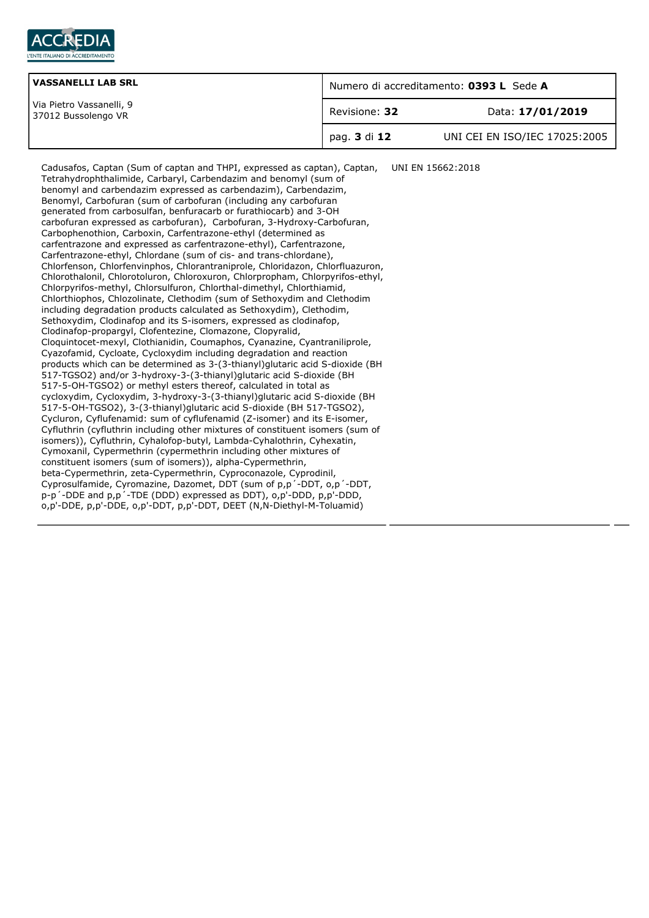| | |
|---|---|
| Cadusafos, Captan (Sum of captan and THPI, expressed as captan), Captan, Tetrahydrophthalimide, Carbaryl, Carbendazim and benomyl (sum of benomyl and carbendazim expressed as carbendazim), Carbendazim, Benomyl, Carbofuran (sum of carbofuran (including any carbofuran generated from carbosulfan, benfuracarb or furathiocarb) and 3-OH carbofuran expressed as carbofuran), Carbofuran, 3-Hydroxy-Carbofuran, Carbophenothion, Carboxin, Carfentrazone-ethyl (determined as carfentrazone and expressed as carfentrazone-ethyl), Carfentrazone, Carfentrazone-ethyl, Chlordane (sum of cis- and trans-chlordane), Chlorfenson, Chlorfenvinphos, Chlorantraniprole, Chloridazon, Chlorfluazuron, Chlorothalonil, Chlorotoluron, Chloroxuron, Chlorpropham, Chlorpyrifos-ethyl, Chlorpyrifos-methyl, Chlorsulfuron, Chlorthal-dimethyl, Chlorthiamid, Chlorthiophos, Chlozolinate, Clethodim (sum of Sethoxydim and Clethodim including degradation products calculated as Sethoxydim), Clethodim, Sethoxydim, Clodinafop and its S-isomers, expressed as clodinafop, Clodinafop-propargyl, Clofentezine, Clomazone, Clopyralid, Cloquintocet-mexyl, Clothianidin, Coumaphos, Cyanazine, Cyantraniliprole, Cyazofamid, Cycloate, Cycloxydim including degradation and reaction products which can be determined as 3-(3-thianyl)glutaric acid S-dioxide (BH 517-TGSO2) and/or 3-hydroxy-3-(3-thianyl)glutaric acid S-dioxide (BH 517-5-OH-TGSO2) or methyl esters thereof, calculated in total as cycloxydim, Cycloxydim, 3-hydroxy-3-(3-thianyl)glutaric acid S-dioxide (BH 517-5-OH-TGSO2), 3-(3-thianyl)glutaric acid S-dioxide (BH 517-TGSO2), Cycluron, Cyflufenamid: sum of cyflufenamid (Z-isomer) and its E-isomer, Cyfluthrin (cyfluthrin including other mixtures of constituent isomers (sum of isomers)), Cyfluthrin, Cyhalofop-butyl, Lambda-Cyhalothrin, Cyhexatin, Cymoxanil, Cypermethrin (cypermethrin including other mixtures of constituent isomers (sum of isomers)), alpha-Cypermethrin, beta-Cypermethrin, zeta-Cypermethrin, Cyproconazole, Cyprodinil, Cyprosulfamide, Cyromazine, Dazomet, DDT (sum of p,p´-DDT, o,p´-DDT, p-p´-DDE and p,p´-TDE (DDD) expressed as DDT), o,p'-DDD, p,p'-DDD, o,p'-DDE, p,p'-DDE, o,p'-DDT, p,p'-DDT, DEET (N,N-Diethyl-M-Toluamid) | UNI EN 15662:2018 |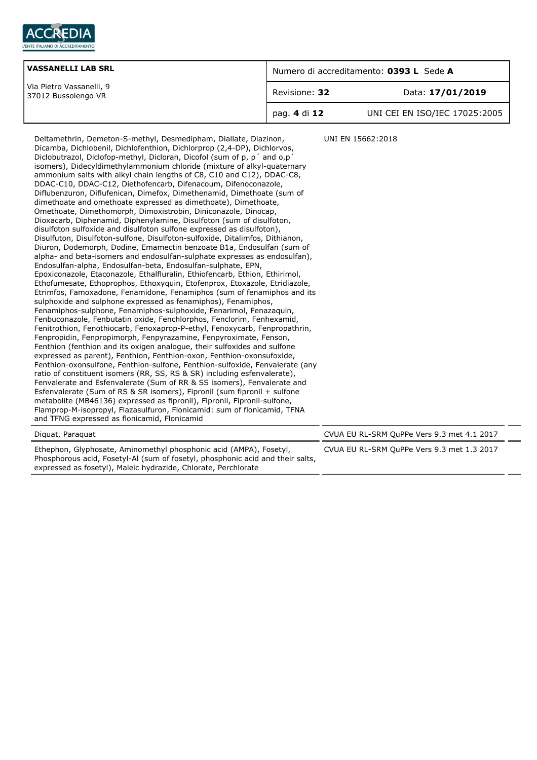| VASSANELLI LAB SRL<br>Via Pietro Vassanelli, 9<br>37012 Bussolengo VR | Numero di accreditamento: **0393 L** Sede **A** | |
|---|---|---|
| | Revisione: **32** | Data: **17/01/2019** |
| | pag. **4** di **12** | UNI CEI EN ISO/IEC 17025:2005 |

| | |
|---|---|
| Deltamethrin, Demeton-S-methyl, Desmedipham, Diallate, Diazinon, Dicamba, Dichlobenil, Dichlofenthion, Dichlorprop (2,4-DP), Dichlorvos, Diclobutrazol, Diclofop-methyl, Dicloran, Dicofol (sum of p, p´ and o,p´ isomers), Didecyldimethylammonium chloride (mixture of alkyl-quaternary ammonium salts with alkyl chain lengths of C8, C10 and C12), DDAC-C8, DDAC-C10, DDAC-C12, Diethofencarb, Difenacoum, Difenoconazole, Diflubenzuron, Diflufenican, Dimefox, Dimethenamid, Dimethoate (sum of dimethoate and omethoate expressed as dimethoate), Dimethoate, Omethoate, Dimethomorph, Dimoxistrobin, Diniconazole, Dinocap, Dioxacarb, Diphenamid, Diphenylamine, Disulfoton (sum of disulfoton, disulfoton sulfoxide and disulfoton sulfone expressed as disulfoton), Disulfuton, Disulfoton-sulfone, Disulfoton-sulfoxide, Ditalimfos, Dithianon, Diuron, Dodemorph, Dodine, Emamectin benzoate B1a, Endosulfan (sum of alpha- and beta-isomers and endosulfan-sulphate expresses as endosulfan), Endosulfan-alpha, Endosulfan-beta, Endosulfan-sulphate, EPN, Epoxiconazole, Etaconazole, Ethalfluralin, Ethiofencarb, Ethion, Ethirimol, Ethofumesate, Ethoprophos, Ethoxyquin, Etofenprox, Etoxazole, Etridiazole, Etrimfos, Famoxadone, Fenamidone, Fenamiphos (sum of fenamiphos and its sulphoxide and sulphone expressed as fenamiphos), Fenamiphos, Fenamiphos-sulphone, Fenamiphos-sulphoxide, Fenarimol, Fenazaquin, Fenbuconazole, Fenbutatin oxide, Fenchlorphos, Fenclorim, Fenhexamid, Fenitrothion, Fenothiocarb, Fenoxaprop-P-ethyl, Fenoxycarb, Fenpropathrin, Fenpropidin, Fenpropimorph, Fenpyrazamine, Fenpyroximate, Fenson, Fenthion (fenthion and its oxigen analogue, their sulfoxides and sulfone expressed as parent), Fenthion, Fenthion-oxon, Fenthion-oxonsufoxide, Fenthion-oxonsulfone, Fenthion-sulfone, Fenthion-sulfoxide, Fenvalerate (any ratio of constituent isomers (RR, SS, RS & SR) including esfenvalerate), Fenvalerate and Esfenvalerate (Sum of RR & SS isomers), Fenvalerate and Esfenvalerate (Sum of RS & SR isomers), Fipronil (sum fipronil + sulfone metabolite (MB46136) expressed as fipronil), Fipronil, Fipronil-sulfone, Flamprop-M-isopropyl, Flazasulfuron, Flonicamid: sum of flonicamid, TFNA and TFNG expressed as flonicamid, Flonicamid | UNI EN 15662:2018 |
| Diquat, Paraquat | CVUA EU RL-SRM QuPPe Vers 9.3 met 4.1 2017 |
| Ethephon, Glyphosate, Aminomethyl phosphonic acid (AMPA), Fosetyl, Phosphorous acid, Fosetyl-Al (sum of fosetyl, phosphonic acid and their salts, expressed as fosetyl), Maleic hydrazide, Chlorate, Perchlorate | CVUA EU RL-SRM QuPPe Vers 9.3 met 1.3 2017 |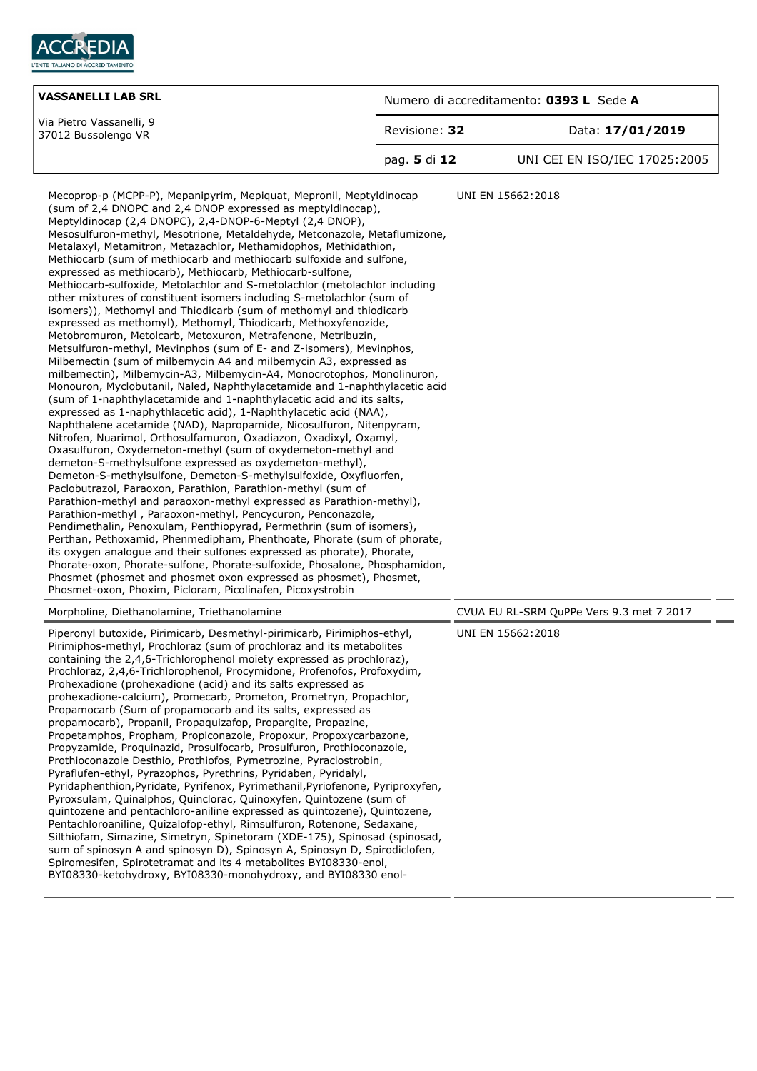| | |
|---|---|
| Mecoprop-p (MCPP-P), Mepanipyrim, Mepiquat, Mepronil, Meptyldinocap (sum of 2,4 DNOPC and 2,4 DNOP expressed as meptyldinocap), Meptyldinocap (2,4 DNOPC), 2,4-DNOP-6-Meptyl (2,4 DNOP), Mesosulfuron-methyl, Mesotrione, Metaldehyde, Metconazole, Metaflumizone, Metalaxyl, Metamitron, Metazachlor, Methamidophos, Methidathion, Methiocarb (sum of methiocarb and methiocarb sulfoxide and sulfone, expressed as methiocarb), Methiocarb, Methiocarb-sulfone, Methiocarb-sulfoxide, Metolachlor and S-metolachlor (metolachlor including other mixtures of constituent isomers including S-metolachlor (sum of isomers)), Methomyl and Thiodicarb (sum of methomyl and thiodicarb expressed as methomyl), Methomyl, Thiodicarb, Methoxyfenozide, Metobromuron, Metolcarb, Metoxuron, Metrafenone, Metribuzin, Metsulfuron-methyl, Mevinphos (sum of E- and Z-isomers), Mevinphos, Milbemectin (sum of milbemycin A4 and milbemycin A3, expressed as milbemectin), Milbemycin-A3, Milbemycin-A4, Monocrotophos, Monolinuron, Monouron, Myclobutanil, Naled, Naphthylacetamide and 1-naphthylacetic acid (sum of 1-naphthylacetamide and 1-naphthylacetic acid and its salts, expressed as 1-naphythlacetic acid), 1-Naphthylacetic acid (NAA), Naphthalene acetamide (NAD), Napropamide, Nicosulfuron, Nitenpyram, Nitrofen, Nuarimol, Orthosulfamuron, Oxadiazon, Oxadixyl, Oxamyl, Oxasulfuron, Oxydemeton-methyl (sum of oxydemeton-methyl and demeton-S-methylsulfone expressed as oxydemeton-methyl), Demeton-S-methylsulfone, Demeton-S-methylsulfoxide, Oxyfluorfen, Paclobutrazol, Paraoxon, Parathion, Parathion-methyl (sum of Parathion-methyl and paraoxon-methyl expressed as Parathion-methyl), Parathion-methyl , Paraoxon-methyl, Pencycuron, Penconazole, Pendimethalin, Penoxulam, Penthiopyrad, Permethrin (sum of isomers), Perthan, Pethoxamid, Phenmedipham, Phenthoate, Phorate (sum of phorate, its oxygen analogue and their sulfones expressed as phorate), Phorate, Phorate-oxon, Phorate-sulfone, Phorate-sulfoxide, Phosalone, Phosphamidon, Phosmet (phosmet and phosmet oxon expressed as phosmet), Phosmet, Phosmet-oxon, Phoxim, Picloram, Picolinafen, Picoxystrobin | UNI EN 15662:2018 |
| Morpholine, Diethanolamine, Triethanolamine | CVUA EU RL-SRM QuPPe Vers 9.3 met 7 2017 |
| Piperonyl butoxide, Pirimicarb, Desmethyl-pirimicarb, Pirimiphos-ethyl, Pirimiphos-methyl, Prochloraz (sum of prochloraz and its metabolites containing the 2,4,6-Trichlorophenol moiety expressed as prochloraz), Prochloraz, 2,4,6-Trichlorophenol, Procymidone, Profenofos, Profoxydim, Prohexadione (prohexadione (acid) and its salts expressed as prohexadione-calcium), Promecarb, Prometon, Prometryn, Propachlor, Propamocarb (Sum of propamocarb and its salts, expressed as propamocarb), Propanil, Propaquizafop, Propargite, Propazine, Propetamphos, Propham, Propiconazole, Propoxur, Propoxycarbazone, Propyzamide, Proquinazid, Prosulfocarb, Prosulfuron, Prothioconazole, Prothioconazole Desthio, Prothiofos, Pymetrozine, Pyraclostrobin, Pyraflufen-ethyl, Pyrazophos, Pyrethrins, Pyridaben, Pyridalyl, Pyridaphenthion,Pyridate, Pyrifenox, Pyrimethanil,Pyriofenone, Pyriproxyfen, Pyroxsulam, Quinalphos, Quinclorac, Quinoxyfen, Quintozene (sum of quintozene and pentachloro-aniline expressed as quintozene), Quintozene, Pentachloroaniline, Quizalofop-ethyl, Rimsulfuron, Rotenone, Sedaxane, Silthiofam, Simazine, Simetryn, Spinetoram (XDE-175), Spinosad (spinosad, sum of spinosyn A and spinosyn D), Spinosyn A, Spinosyn D, Spirodiclofen, Spiromesifen, Spirotetramat and its 4 metabolites BYI08330-enol, BYI08330-ketohydroxy, BYI08330-monohydroxy, and BYI08330 enol- | UNI EN 15662:2018 |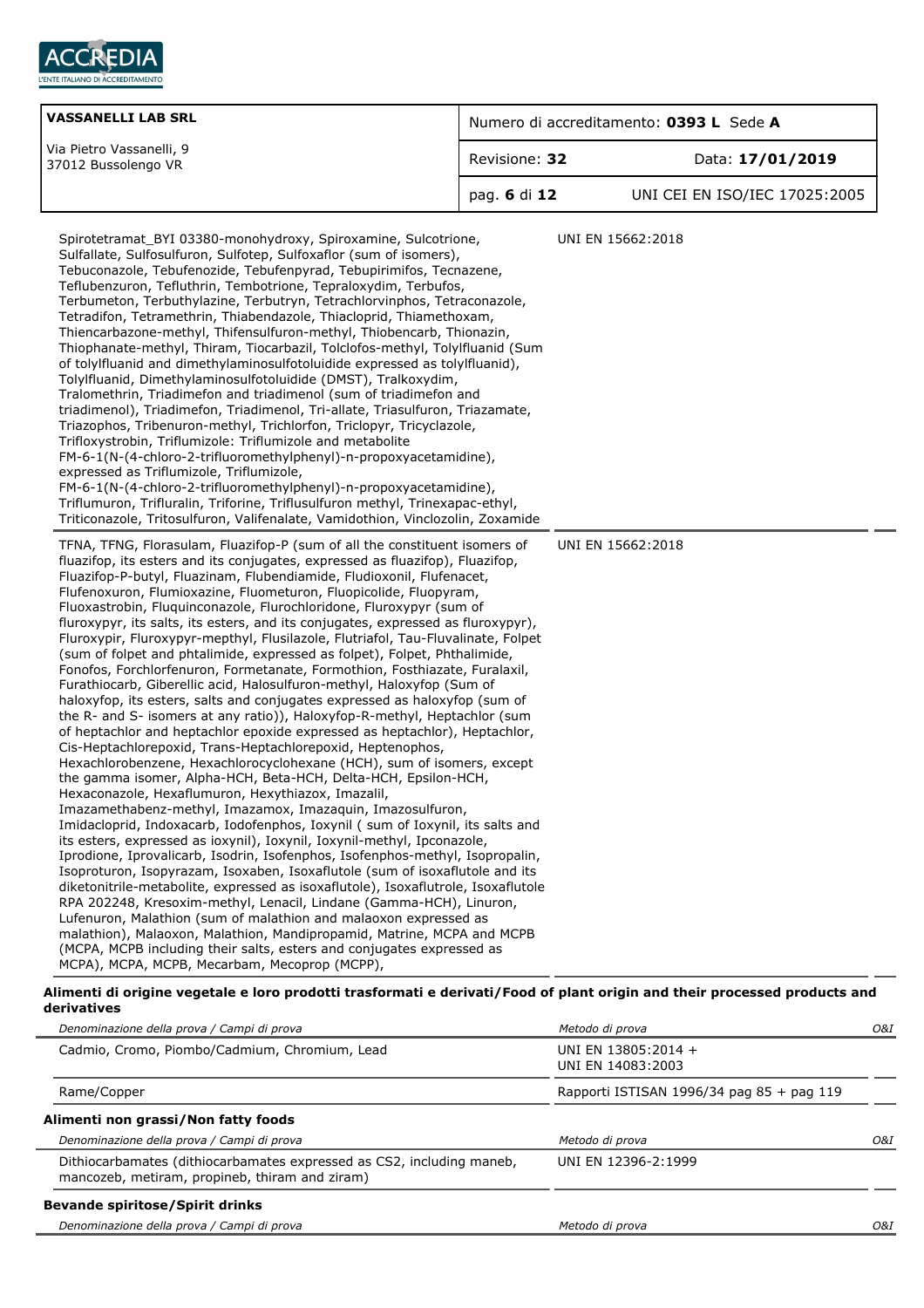| | | |
|---|---|---|
| Spirotetramat_BYI 03380-monohydroxy, Spiroxamine, Sulcotrione, Sulfallate, Sulfosulfuron, Sulfotep, Sulfoxaflor (sum of isomers), Tebuconazole, Tebufenozide, Tebufenpyrad, Tebupirimifos, Tecnazene, Teflubenzuron, Tefluthrin, Tembotrione, Tepraloxydim, Terbufos, Terbumeton, Terbuthylazine, Terbutryn, Tetrachlorvinphos, Tetraconazole, Tetradifon, Tetramethrin, Thiabendazole, Thiacloprid, Thiamethoxam, Thiencarbazone-methyl, Thifensulfuron-methyl, Thiobencarb, Thionazin, Thiophanate-methyl, Thiram, Tiocarbazil, Tolclofos-methyl, Tolylfluanid (Sum of tolylfluanid and dimethylaminosulfotoluidide expressed as tolylfluanid), Tolylfluanid, Dimethylaminosulfotoluidide (DMST), Tralkoxydim, Tralomethrin, Triadimefon and triadimenol (sum of triadimefon and triadimenol), Triadimefon, Triadimenol, Tri-allate, Triasulfuron, Triazamate, Triazophos, Tribenuron-methyl, Trichlorfon, Triclopyr, Tricyclazole, Trifloxystrobin, Triflumizole: Triflumizole and metabolite FM-6-1(N-(4-chloro-2-trifluoromethylphenyl)-n-propoxyacetamidine), expressed as Triflumizole, Triflumizole, FM-6-1(N-(4-chloro-2-trifluoromethylphenyl)-n-propoxyacetamidine), Triflumuron, Trifluralin, Triforine, Triflusulfuron methyl, Trinexapac-ethyl, Triticonazole, Tritosulfuron, Valifenalate, Vamidothion, Vinclozolin, Zoxamide | UNI EN 15662:2018 | |
| TFNA, TFNG, Florasulam, Fluazifop-P (sum of all the constituent isomers of fluazifop, its esters and its conjugates, expressed as fluazifop), Fluazifop, Fluazifop-P-butyl, Fluazinam, Flubendiamide, Fludioxonil, Flufenacet, Flufenoxuron, Flumioxazine, Fluometuron, Fluopicolide, Fluopyram, Fluoxastrobin, Fluquinconazole, Flurochloridone, Fluroxypyr (sum of fluroxypyr, its salts, its esters, and its conjugates, expressed as fluroxypyr), Fluroxypir, Fluroxypyr-mepthyl, Flusilazole, Flutriafol, Tau-Fluvalinate, Folpet (sum of folpet and phtalimide, expressed as folpet), Folpet, Phthalimide, Fonofos, Forchlorfenuron, Formetanate, Formothion, Fosthiazate, Furalaxil, Furathiocarb, Giberellic acid, Halosulfuron-methyl, Haloxyfop (Sum of haloxyfop, its esters, salts and conjugates expressed as haloxyfop (sum of the R- and S- isomers at any ratio)), Haloxyfop-R-methyl, Heptachlor (sum of heptachlor and heptachlor epoxide expressed as heptachlor), Heptachlor, Cis-Heptachlorepoxid, Trans-Heptachlorepoxid, Heptenophos, Hexachlorobenzene, Hexachlorocyclohexane (HCH), sum of isomers, except the gamma isomer, Alpha-HCH, Beta-HCH, Delta-HCH, Epsilon-HCH, Hexaconazole, Hexaflumuron, Hexythiazox, Imazalil, Imazamethabenz-methyl, Imazamox, Imazaquin, Imazosulfuron, Imidacloprid, Indoxacarb, Iodofenphos, Ioxynil ( sum of Ioxynil, its salts and its esters, expressed as ioxynil), Ioxynil, Ioxynil-methyl, Ipconazole, Iprodione, Iprovalicarb, Isodrin, Isofenphos, Isofenphos-methyl, Isopropalin, Isoproturon, Isopyrazam, Isoxaben, Isoxaflutole (sum of isoxaflutole and its diketonitrile-metabolite, expressed as isoxaflutole), Isoxaflutrole, Isoxaflutole RPA 202248, Kresoxim-methyl, Lenacil, Lindane (Gamma-HCH), Linuron, Lufenuron, Malathion (sum of malathion and malaoxon expressed as malathion), Malaoxon, Malathion, Mandipropamid, Matrine, MCPA and MCPB (MCPA, MCPB including their salts, esters and conjugates expressed as MCPA), MCPA, MCPB, Mecarbam, Mecoprop (MCPP), | UNI EN 15662:2018 | |

**Alimenti di origine vegetale e loro prodotti trasformati e derivati/Food of plant origin and their processed products and derivatives**

| *Denominazione della prova / Campi di prova* | *Metodo di prova* | *O&I* |
|---|---|---|
| Cadmio, Cromo, Piombo/Cadmium, Chromium, Lead | UNI EN 13805:2014 + UNI EN 14083:2003 | |
| Rame/Copper | Rapporti ISTISAN 1996/34 pag 85 + pag 119 | |

**Alimenti non grassi/Non fatty foods**

| *Denominazione della prova / Campi di prova* | *Metodo di prova* | *O&I* |
|---|---|---|
| Dithiocarbamates (dithiocarbamates expressed as CS2, including maneb, mancozeb, metiram, propineb, thiram and ziram) | UNI EN 12396-2:1999 | |

**Bevande spiritose/Spirit drinks**

| *Denominazione della prova / Campi di prova* | *Metodo di prova* | *O&I* |
|---|---|---|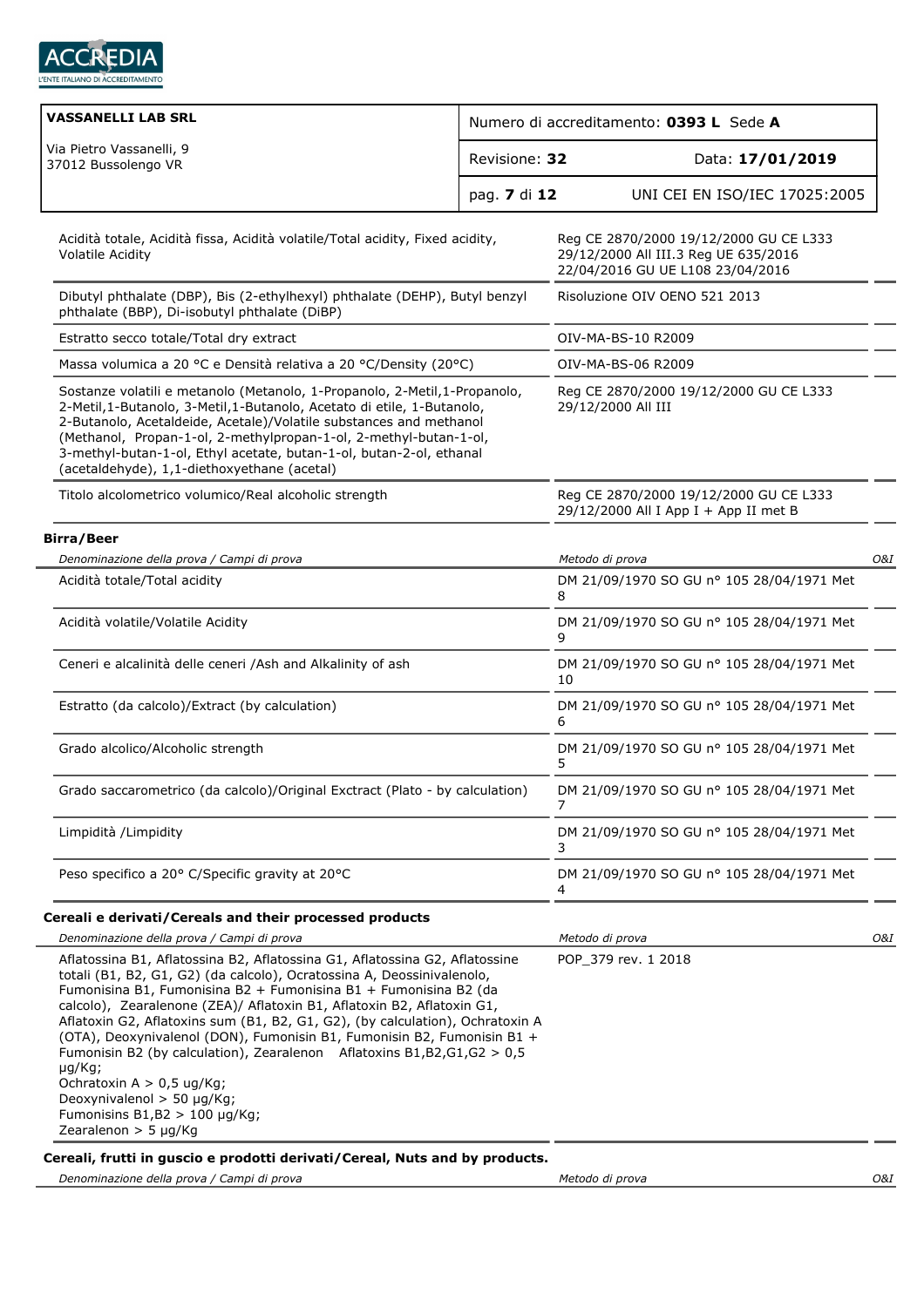| Denominazione della prova / Campi di prova | Metodo di prova | O&I |
|---|---|---|
| Acidità totale, Acidità fissa, Acidità volatile/Total acidity, Fixed acidity, Volatile Acidity | Reg CE 2870/2000 19/12/2000 GU CE L333 29/12/2000 All III.3 Reg UE 635/2016 22/04/2016 GU UE L108 23/04/2016 | |
| Dibutyl phthalate (DBP), Bis (2-ethylhexyl) phthalate (DEHP), Butyl benzyl phthalate (BBP), Di-isobutyl phthalate (DiBP) | Risoluzione OIV OENO 521 2013 | |
| Estratto secco totale/Total dry extract | OIV-MA-BS-10 R2009 | |
| Massa volumica a 20 °C e Densità relativa a 20 °C/Density (20°C) | OIV-MA-BS-06 R2009 | |
| Sostanze volatili e metanolo (Metanolo, 1-Propanolo, 2-Metil,1-Propanolo, 2-Metil,1-Butanolo, 3-Metil,1-Butanolo, Acetato di etile, 1-Butanolo, 2-Butanolo, Acetaldeide, Acetale)/Volatile substances and methanol (Methanol, Propan-1-ol, 2-methylpropan-1-ol, 2-methyl-butan-1-ol, 3-methyl-butan-1-ol, Ethyl acetate, butan-1-ol, butan-2-ol, ethanal (acetaldehyde), 1,1-diethoxyethane (acetal) | Reg CE 2870/2000 19/12/2000 GU CE L333 29/12/2000 All III | |
| Titolo alcolometrico volumico/Real alcoholic strength | Reg CE 2870/2000 19/12/2000 GU CE L333 29/12/2000 All I App I + App II met B | |

**Birra/Beer**

| *Denominazione della prova / Campi di prova* | *Metodo di prova* | *O&I* |
|---|---|---|
| Acidità totale/Total acidity | DM 21/09/1970 SO GU n° 105 28/04/1971 Met 8 | |
| Acidità volatile/Volatile Acidity | DM 21/09/1970 SO GU n° 105 28/04/1971 Met 9 | |
| Ceneri e alcalinità delle ceneri /Ash and Alkalinity of ash | DM 21/09/1970 SO GU n° 105 28/04/1971 Met 10 | |
| Estratto (da calcolo)/Extract (by calculation) | DM 21/09/1970 SO GU n° 105 28/04/1971 Met 6 | |
| Grado alcolico/Alcoholic strength | DM 21/09/1970 SO GU n° 105 28/04/1971 Met 5 | |
| Grado saccarometrico (da calcolo)/Original Exctract (Plato - by calculation) | DM 21/09/1970 SO GU n° 105 28/04/1971 Met 7 | |
| Limpidità /Limpidity | DM 21/09/1970 SO GU n° 105 28/04/1971 Met 3 | |
| Peso specifico a 20° C/Specific gravity at 20°C | DM 21/09/1970 SO GU n° 105 28/04/1971 Met 4 | |

**Cereali e derivati/Cereals and their processed products**

| *Denominazione della prova / Campi di prova* | *Metodo di prova* | *O&I* |
|---|---|---|
| Aflatossina B1, Aflatossina B2, Aflatossina G1, Aflatossina G2, Aflatossine totali (B1, B2, G1, G2) (da calcolo), Ocratossina A, Deossinivalenolo, Fumonisina B1, Fumonisina B2 + Fumonisina B1 + Fumonisina B2 (da calcolo), Zearalenone (ZEA)/ Aflatoxin B1, Aflatoxin B2, Aflatoxin G1, Aflatoxin G2, Aflatoxins sum (B1, B2, G1, G2), (by calculation), Ochratoxin A (OTA), Deoxynivalenol (DON), Fumonisin B1, Fumonisin B2, Fumonisin B1 + Fumonisin B2 (by calculation), Zearalenon Aflatoxins B1,B2,G1,G2 > 0,5 µg/Kg;<br>Ochratoxin A > 0,5 ug/Kg;<br>Deoxynivalenol > 50 µg/Kg;<br>Fumonisins B1,B2 > 100 µg/Kg;<br>Zearalenon > 5 µg/Kg | POP_379 rev. 1 2018 | |

**Cereali, frutti in guscio e prodotti derivati/Cereal, Nuts and by products.**

| *Denominazione della prova / Campi di prova* | *Metodo di prova* | *O&I* |
|---|---|---|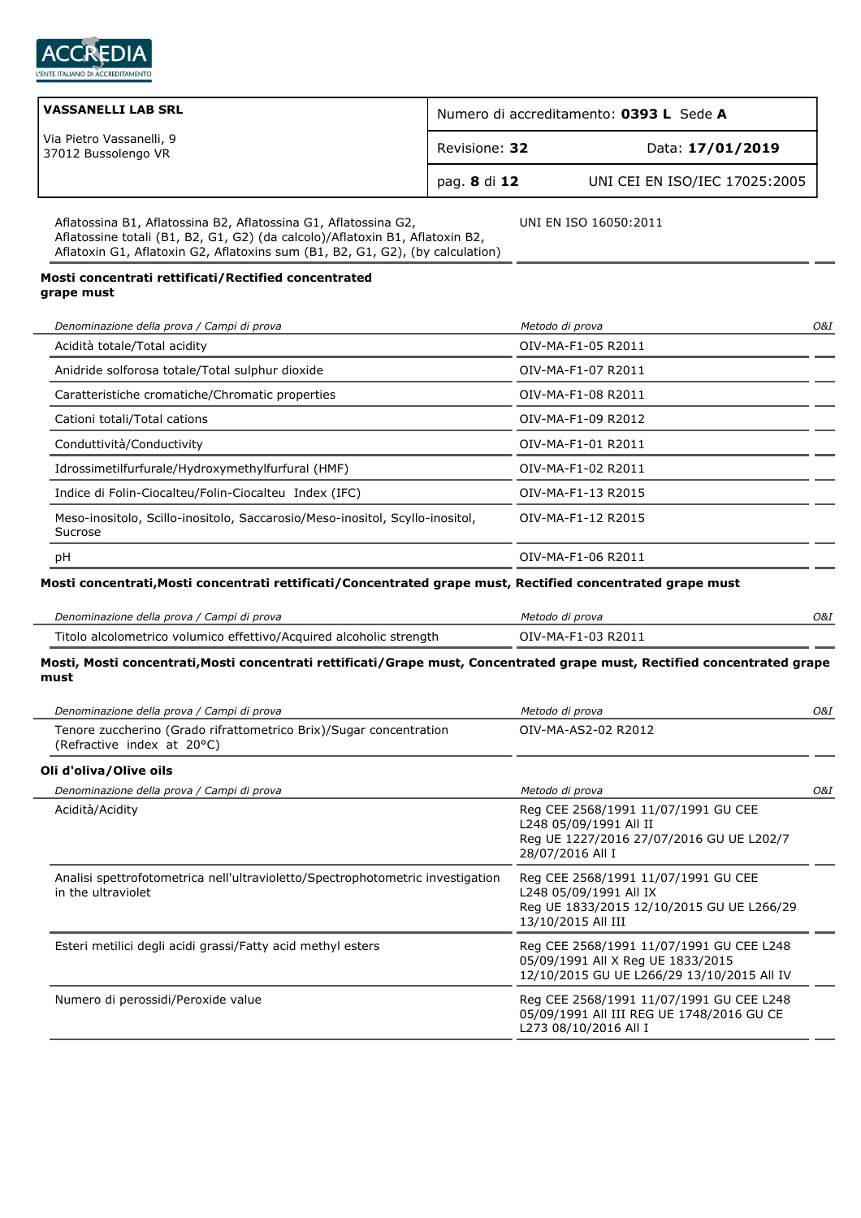| | | |
|---|---|---|
| Aflatossina B1, Aflatossina B2, Aflatossina G1, Aflatossina G2, Aflatossine totali (B1, B2, G1, G2) (da calcolo)/Aflatoxin B1, Aflatoxin B2, Aflatoxin G1, Aflatoxin G2, Aflatoxins sum (B1, B2, G1, G2), (by calculation) | UNI EN ISO 16050:2011 | |

**Mosti concentrati rettificati/Rectified concentrated grape must**

| *Denominazione della prova / Campi di prova* | *Metodo di prova* | *O&I* |
|---|---|---|
| Acidità totale/Total acidity | OIV-MA-F1-05 R2011 | |
| Anidride solforosa totale/Total sulphur dioxide | OIV-MA-F1-07 R2011 | |
| Caratteristiche cromatiche/Chromatic properties | OIV-MA-F1-08 R2011 | |
| Cationi totali/Total cations | OIV-MA-F1-09 R2012 | |
| Conduttività/Conductivity | OIV-MA-F1-01 R2011 | |
| Idrossimetilfurfurale/Hydroxymethylfurfural (HMF) | OIV-MA-F1-02 R2011 | |
| Indice di Folin-Ciocalteu/Folin-Ciocalteu Index (IFC) | OIV-MA-F1-13 R2015 | |
| Meso-inositolo, Scillo-inositolo, Saccarosio/Meso-inositol, Scyllo-inositol, Sucrose | OIV-MA-F1-12 R2015 | |
| pH | OIV-MA-F1-06 R2011 | |

**Mosti concentrati,Mosti concentrati rettificati/Concentrated grape must, Rectified concentrated grape must**

| *Denominazione della prova / Campi di prova* | *Metodo di prova* | *O&I* |
|---|---|---|
| Titolo alcolometrico volumico effettivo/Acquired alcoholic strength | OIV-MA-F1-03 R2011 | |

**Mosti, Mosti concentrati,Mosti concentrati rettificati/Grape must, Concentrated grape must, Rectified concentrated grape must**

| *Denominazione della prova / Campi di prova* | *Metodo di prova* | *O&I* |
|---|---|---|
| Tenore zuccherino (Grado rifrattometrico Brix)/Sugar concentration (Refractive index at 20°C) | OIV-MA-AS2-02 R2012 | |

**Oli d'oliva/Olive oils**

| *Denominazione della prova / Campi di prova* | *Metodo di prova* | *O&I* |
|---|---|---|
| Acidità/Acidity | Reg CEE 2568/1991 11/07/1991 GU CEE L248 05/09/1991 All II<br>Reg UE 1227/2016 27/07/2016 GU UE L202/7 28/07/2016 All I | |
| Analisi spettrofotometrica nell'ultravioletto/Spectrophotometric investigation in the ultraviolet | Reg CEE 2568/1991 11/07/1991 GU CEE L248 05/09/1991 All IX<br>Reg UE 1833/2015 12/10/2015 GU UE L266/29 13/10/2015 All III | |
| Esteri metilici degli acidi grassi/Fatty acid methyl esters | Reg CEE 2568/1991 11/07/1991 GU CEE L248 05/09/1991 All X Reg UE 1833/2015 12/10/2015 GU UE L266/29 13/10/2015 All IV | |
| Numero di perossidi/Peroxide value | Reg CEE 2568/1991 11/07/1991 GU CEE L248 05/09/1991 All III REG UE 1748/2016 GU CE L273 08/10/2016 All I | |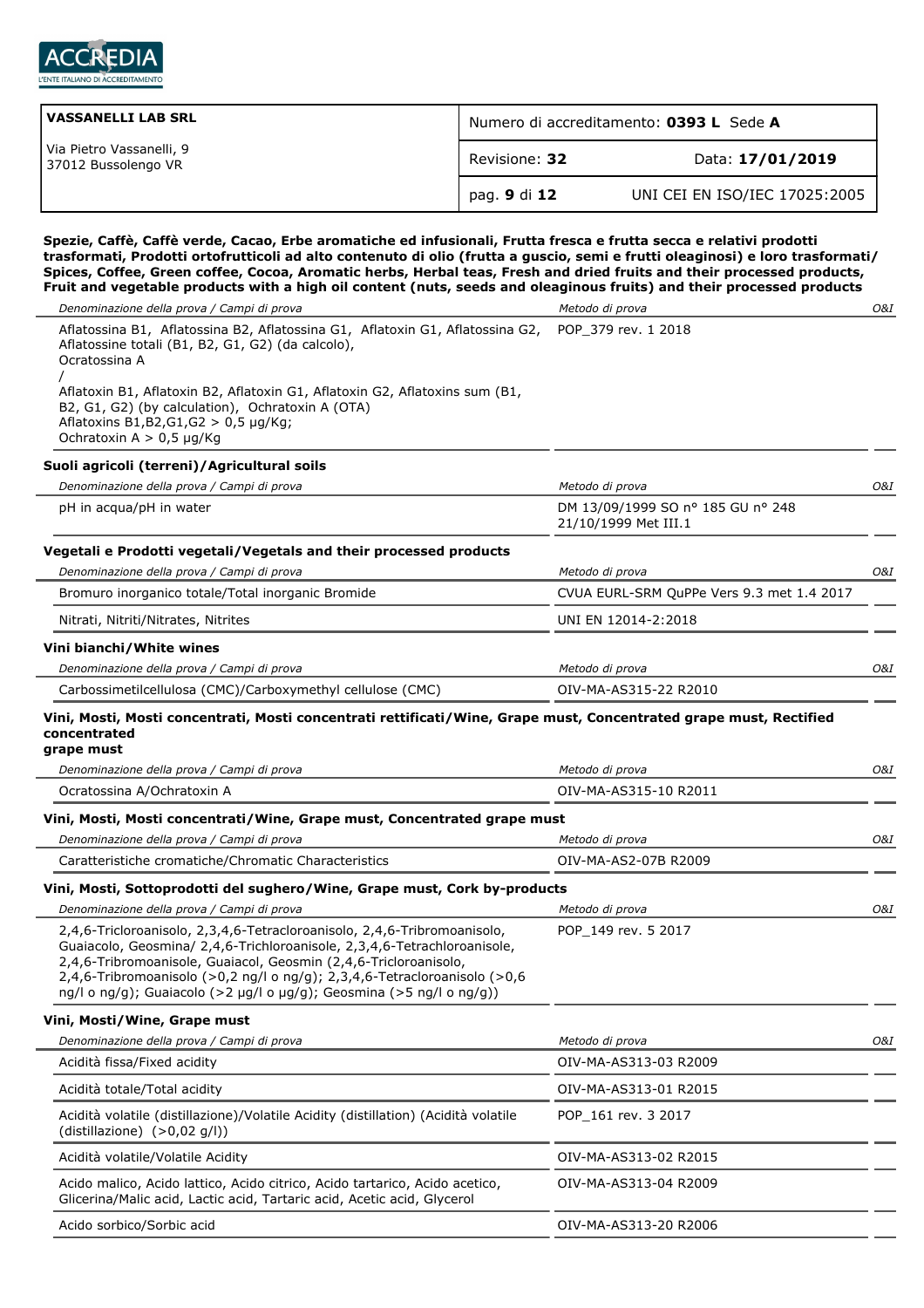| VASSANELLI LAB SRL | Numero di accreditamento: **0393 L** Sede **A** | |
|---|---|---|
| Via Pietro Vassanelli, 9<br>37012 Bussolengo VR | Revisione: **32** | Data: **17/01/2019** |
| | pag. **9** di **12** | UNI CEI EN ISO/IEC 17025:2005 |

**Spezie, Caffè, Caffè verde, Cacao, Erbe aromatiche ed infusionali, Frutta fresca e frutta secca e relativi prodotti trasformati, Prodotti ortofrutticoli ad alto contenuto di olio (frutta a guscio, semi e frutti oleaginosi) e loro trasformati/ Spices, Coffee, Green coffee, Cocoa, Aromatic herbs, Herbal teas, Fresh and dried fruits and their processed products, Fruit and vegetable products with a high oil content (nuts, seeds and oleaginous fruits) and their processed products**

| *Denominazione della prova / Campi di prova* | *Metodo di prova* | *O&I* |
|---|---|---|
| Aflatossina B1, Aflatossina B2, Aflatossina G1, Aflatoxin G1, Aflatossina G2, Aflatossine totali (B1, B2, G1, G2) (da calcolo), Ocratossina A / Aflatoxin B1, Aflatoxin B2, Aflatoxin G1, Aflatoxin G2, Aflatoxins sum (B1, B2, G1, G2) (by calculation), Ochratoxin A (OTA) Aflatoxins B1,B2,G1,G2 > 0,5 µg/Kg; Ochratoxin A > 0,5 µg/Kg | POP_379 rev. 1 2018 | |

**Suoli agricoli (terreni)/Agricultural soils**

| *Denominazione della prova / Campi di prova* | *Metodo di prova* | *O&I* |
|---|---|---|
| pH in acqua/pH in water | DM 13/09/1999 SO n° 185 GU n° 248 21/10/1999 Met III.1 | |

**Vegetali e Prodotti vegetali/Vegetals and their processed products**

| *Denominazione della prova / Campi di prova* | *Metodo di prova* | *O&I* |
|---|---|---|
| Bromuro inorganico totale/Total inorganic Bromide | CVUA EURL-SRM QuPPe Vers 9.3 met 1.4 2017 | |
| Nitrati, Nitriti/Nitrates, Nitrites | UNI EN 12014-2:2018 | |

**Vini bianchi/White wines**

| *Denominazione della prova / Campi di prova* | *Metodo di prova* | *O&I* |
|---|---|---|
| Carbossimetilcellulosa (CMC)/Carboxymethyl cellulose (CMC) | OIV-MA-AS315-22 R2010 | |

**Vini, Mosti, Mosti concentrati, Mosti concentrati rettificati/Wine, Grape must, Concentrated grape must, Rectified concentrated grape must**

| *Denominazione della prova / Campi di prova* | *Metodo di prova* | *O&I* |
|---|---|---|
| Ocratossina A/Ochratoxin A | OIV-MA-AS315-10 R2011 | |

**Vini, Mosti, Mosti concentrati/Wine, Grape must, Concentrated grape must**

| *Denominazione della prova / Campi di prova* | *Metodo di prova* | *O&I* |
|---|---|---|
| Caratteristiche cromatiche/Chromatic Characteristics | OIV-MA-AS2-07B R2009 | |

**Vini, Mosti, Sottoprodotti del sughero/Wine, Grape must, Cork by-products**

| *Denominazione della prova / Campi di prova* | *Metodo di prova* | *O&I* |
|---|---|---|
| 2,4,6-Tricloroanisolo, 2,3,4,6-Tetracloroanisolo, 2,4,6-Tribromoanisolo, Guaiacolo, Geosmina/ 2,4,6-Trichloroanisole, 2,3,4,6-Tetrachloroanisole, 2,4,6-Tribromoanisole, Guaiacol, Geosmin (2,4,6-Tricloroanisolo, 2,4,6-Tribromoanisolo (>0,2 ng/l o ng/g); 2,3,4,6-Tetracloroanisolo (>0,6 ng/l o ng/g); Guaiacolo (>2 µg/l o µg/g); Geosmina (>5 ng/l o ng/g)) | POP_149 rev. 5 2017 | |

**Vini, Mosti/Wine, Grape must**

| *Denominazione della prova / Campi di prova* | *Metodo di prova* | *O&I* |
|---|---|---|
| Acidità fissa/Fixed acidity | OIV-MA-AS313-03 R2009 | |
| Acidità totale/Total acidity | OIV-MA-AS313-01 R2015 | |
| Acidità volatile (distillazione)/Volatile Acidity (distillation) (Acidità volatile (distillazione) (>0,02 g/l)) | POP_161 rev. 3 2017 | |
| Acidità volatile/Volatile Acidity | OIV-MA-AS313-02 R2015 | |
| Acido malico, Acido lattico, Acido citrico, Acido tartarico, Acido acetico, Glicerina/Malic acid, Lactic acid, Tartaric acid, Acetic acid, Glycerol | OIV-MA-AS313-04 R2009 | |
| Acido sorbico/Sorbic acid | OIV-MA-AS313-20 R2006 | |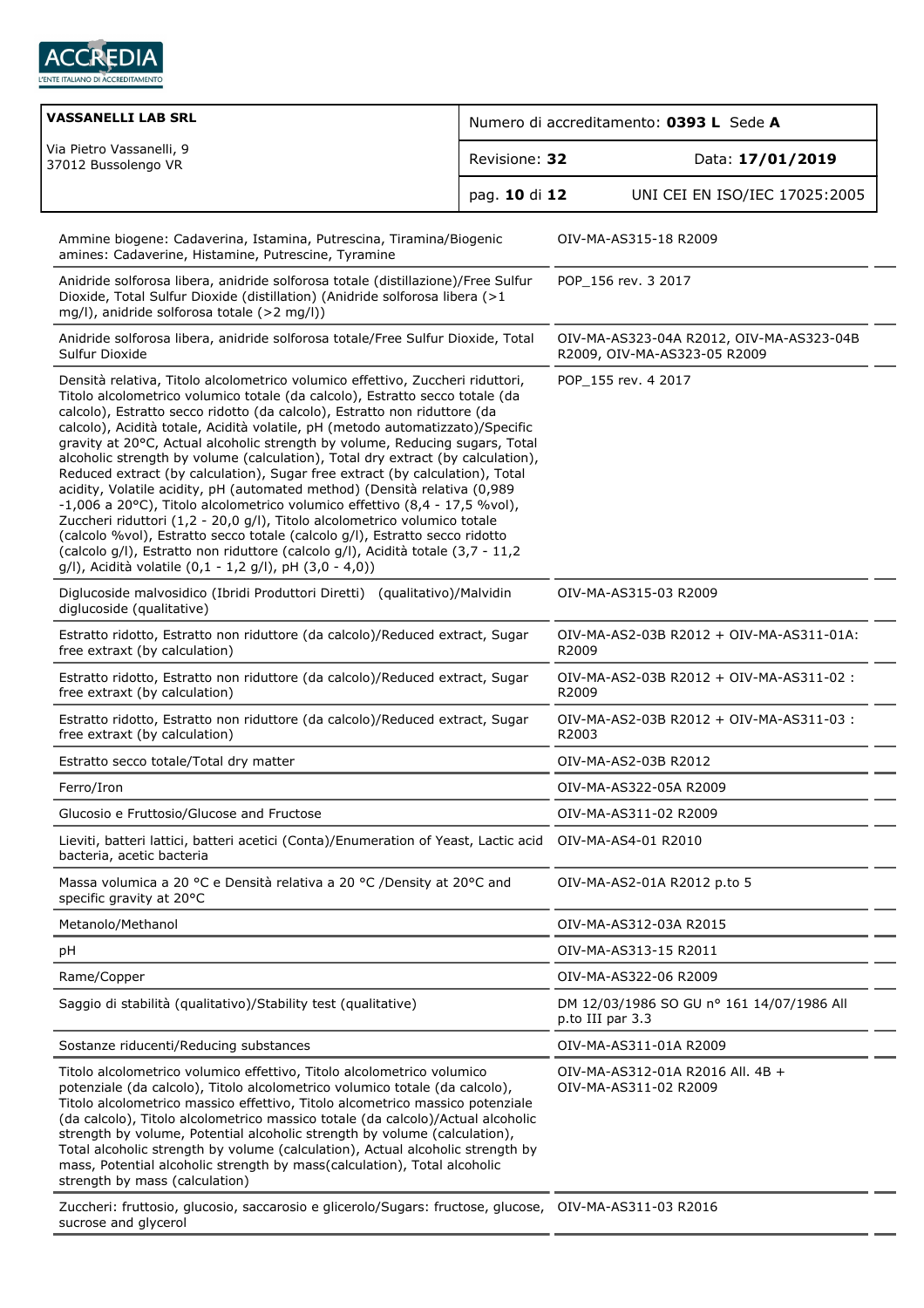| VASSANELLI LAB SRL<br>Via Pietro Vassanelli, 9<br>37012 Bussolengo VR | Numero di accreditamento: **0393 L** Sede **A** | |
|---|---|---|
| | Revisione: **32** | Data: **17/01/2019** |
| | | UNI CEI EN ISO/IEC 17025:2005 |

| Prova | Metodo |
|---|---|
| Ammine biogene: Cadaverina, Istamina, Putrescina, Tiramina/Biogenic amines: Cadaverine, Histamine, Putrescine, Tyramine | OIV-MA-AS315-18 R2009 |
| Anidride solforosa libera, anidride solforosa totale (distillazione)/Free Sulfur Dioxide, Total Sulfur Dioxide (distillation) (Anidride solforosa libera (>1 mg/l), anidride solforosa totale (>2 mg/l)) | POP_156 rev. 3 2017 |
| Anidride solforosa libera, anidride solforosa totale/Free Sulfur Dioxide, Total Sulfur Dioxide | OIV-MA-AS323-04A R2012, OIV-MA-AS323-04B R2009, OIV-MA-AS323-05 R2009 |
| Densità relativa, Titolo alcolometrico volumico effettivo, Zuccheri riduttori, Titolo alcolometrico volumico totale (da calcolo), Estratto secco totale (da calcolo), Estratto secco ridotto (da calcolo), Estratto non riduttore (da calcolo), Acidità totale, Acidità volatile, pH (metodo automatizzato)/Specific gravity at 20°C, Actual alcoholic strength by volume, Reducing sugars, Total alcoholic strength by volume (calculation), Total dry extract (by calculation), Reduced extract (by calculation), Sugar free extract (by calculation), Total acidity, Volatile acidity, pH (automated method) (Densità relativa (0,989 -1,006 a 20°C), Titolo alcolometrico volumico effettivo (8,4 - 17,5 %vol), Zuccheri riduttori (1,2 - 20,0 g/l), Titolo alcolometrico volumico totale (calcolo %vol), Estratto secco totale (calcolo g/l), Estratto secco ridotto (calcolo g/l), Estratto non riduttore (calcolo g/l), Acidità totale (3,7 - 11,2 g/l), Acidità volatile (0,1 - 1,2 g/l), pH (3,0 - 4,0)) | POP_155 rev. 4 2017 |
| Diglucoside malvosidico (Ibridi Produttori Diretti) (qualitativo)/Malvidin diglucoside (qualitative) | OIV-MA-AS315-03 R2009 |
| Estratto ridotto, Estratto non riduttore (da calcolo)/Reduced extract, Sugar free extraxt (by calculation) | OIV-MA-AS2-03B R2012 + OIV-MA-AS311-01A: R2009 |
| Estratto ridotto, Estratto non riduttore (da calcolo)/Reduced extract, Sugar free extraxt (by calculation) | OIV-MA-AS2-03B R2012 + OIV-MA-AS311-02 : R2009 |
| Estratto ridotto, Estratto non riduttore (da calcolo)/Reduced extract, Sugar free extraxt (by calculation) | OIV-MA-AS2-03B R2012 + OIV-MA-AS311-03 : R2003 |
| Estratto secco totale/Total dry matter | OIV-MA-AS2-03B R2012 |
| Ferro/Iron | OIV-MA-AS322-05A R2009 |
| Glucosio e Fruttosio/Glucose and Fructose | OIV-MA-AS311-02 R2009 |
| Lieviti, batteri lattici, batteri acetici (Conta)/Enumeration of Yeast, Lactic acid bacteria, acetic bacteria | OIV-MA-AS4-01 R2010 |
| Massa volumica a 20 °C e Densità relativa a 20 °C /Density at 20°C and specific gravity at 20°C | OIV-MA-AS2-01A R2012 p.to 5 |
| Metanolo/Methanol | OIV-MA-AS312-03A R2015 |
| pH | OIV-MA-AS313-15 R2011 |
| Rame/Copper | OIV-MA-AS322-06 R2009 |
| Saggio di stabilità (qualitativo)/Stability test (qualitative) | DM 12/03/1986 SO GU n° 161 14/07/1986 All p.to III par 3.3 |
| Sostanze riducenti/Reducing substances | OIV-MA-AS311-01A R2009 |
| Titolo alcolometrico volumico effettivo, Titolo alcolometrico volumico potenziale (da calcolo), Titolo alcolometrico volumico totale (da calcolo), Titolo alcolometrico massico effettivo, Titolo alcometrico massico potenziale (da calcolo), Titolo alcolometrico massico totale (da calcolo)/Actual alcoholic strength by volume, Potential alcoholic strength by volume (calculation), Total alcoholic strength by volume (calculation), Actual alcoholic strength by mass, Potential alcoholic strength by mass(calculation), Total alcoholic strength by mass (calculation) | OIV-MA-AS312-01A R2016 All. 4B + OIV-MA-AS311-02 R2009 |
| Zuccheri: fruttosio, glucosio, saccarosio e glicerolo/Sugars: fructose, glucose, sucrose and glycerol | OIV-MA-AS311-03 R2016 |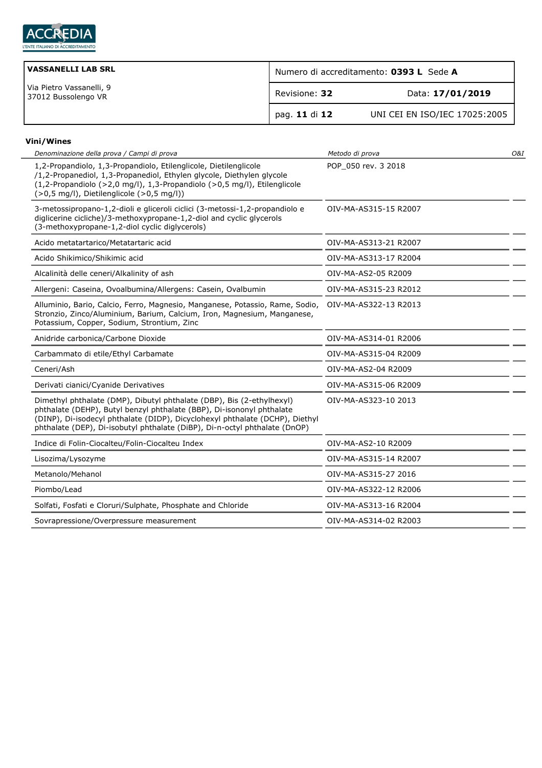| VASSANELLI LAB SRL | Numero di accreditamento: **0393 L** Sede **A** | |
|---|---|---|
| Via Pietro Vassanelli, 9<br>37012 Bussolengo VR | Revisione: **32** | Data: **17/01/2019** |
| | pag. **11** di **12** | UNI CEI EN ISO/IEC 17025:2005 |

**Vini/Wines**

| *Denominazione della prova / Campi di prova* | *Metodo di prova* | *O&I* |
|---|---|---|
| 1,2-Propandiolo, 1,3-Propandiolo, Etilenglicole, Dietilenglicole /1,2-Propanediol, 1,3-Propanediol, Ethylen glycole, Diethylen glycole (1,2-Propandiolo (>2,0 mg/l), 1,3-Propandiolo (>0,5 mg/l), Etilenglicole (>0,5 mg/l), Dietilenglicole (>0,5 mg/l)) | POP_050 rev. 3 2018 | |
| 3-metossipropano-1,2-dioli e gliceroli ciclici (3-metossi-1,2-propandiolo e diglicerine cicliche)/3-methoxypropane-1,2-diol and cyclic glycerols (3-methoxypropane-1,2-diol cyclic diglycerols) | OIV-MA-AS315-15 R2007 | |
| Acido metatartarico/Metatartaric acid | OIV-MA-AS313-21 R2007 | |
| Acido Shikimico/Shikimic acid | OIV-MA-AS313-17 R2004 | |
| Alcalinità delle ceneri/Alkalinity of ash | OIV-MA-AS2-05 R2009 | |
| Allergeni: Caseina, Ovoalbumina/Allergens: Casein, Ovalbumin | OIV-MA-AS315-23 R2012 | |
| Alluminio, Bario, Calcio, Ferro, Magnesio, Manganese, Potassio, Rame, Sodio, Stronzio, Zinco/Aluminium, Barium, Calcium, Iron, Magnesium, Manganese, Potassium, Copper, Sodium, Strontium, Zinc | OIV-MA-AS322-13 R2013 | |
| Anidride carbonica/Carbone Dioxide | OIV-MA-AS314-01 R2006 | |
| Carbammato di etile/Ethyl Carbamate | OIV-MA-AS315-04 R2009 | |
| Ceneri/Ash | OIV-MA-AS2-04 R2009 | |
| Derivati cianici/Cyanide Derivatives | OIV-MA-AS315-06 R2009 | |
| Dimethyl phthalate (DMP), Dibutyl phthalate (DBP), Bis (2-ethylhexyl) phthalate (DEHP), Butyl benzyl phthalate (BBP), Di-isononyl phthalate (DINP), Di-isodecyl phthalate (DIDP), Dicyclohexyl phthalate (DCHP), Diethyl phthalate (DEP), Di-isobutyl phthalate (DiBP), Di-n-octyl phthalate (DnOP) | OIV-MA-AS323-10 2013 | |
| Indice di Folin-Ciocalteu/Folin-Ciocalteu Index | OIV-MA-AS2-10 R2009 | |
| Lisozima/Lysozyme | OIV-MA-AS315-14 R2007 | |
| Metanolo/Mehanol | OIV-MA-AS315-27 2016 | |
| Piombo/Lead | OIV-MA-AS322-12 R2006 | |
| Solfati, Fosfati e Cloruri/Sulphate, Phosphate and Chloride | OIV-MA-AS313-16 R2004 | |
| Sovrapressione/Overpressure measurement | OIV-MA-AS314-02 R2003 | |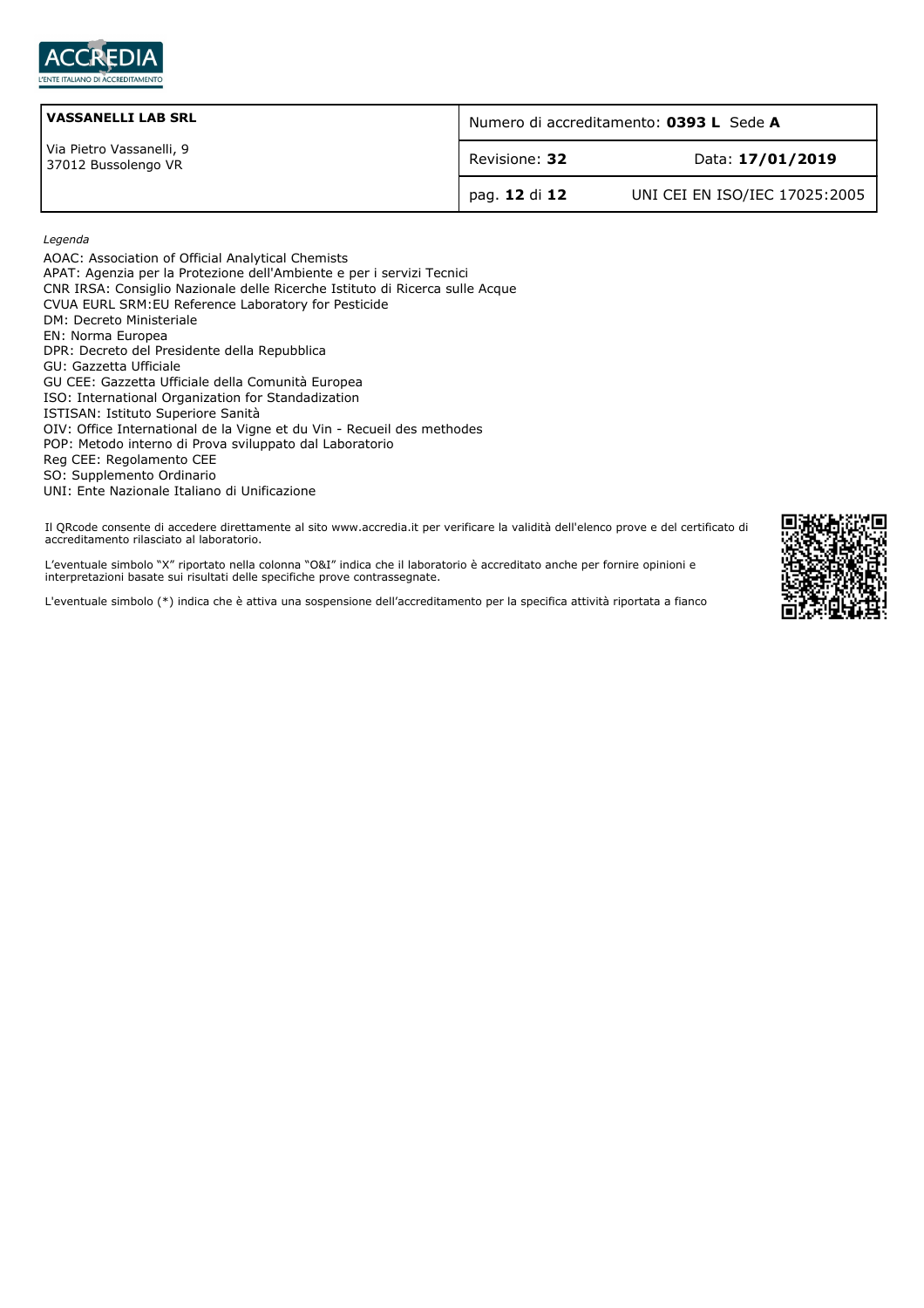| VASSANELLI LAB SRL | Numero di accreditamento: **0393 L** Sede **A** | |
|---|---|---|
| Via Pietro Vassanelli, 9<br>37012 Bussolengo VR | Revisione: **32** | Data: **17/01/2019** |
| | pag. **12** di **12** | UNI CEI EN ISO/IEC 17025:2005 |

*Legenda*

AOAC: Association of Official Analytical Chemists
APAT: Agenzia per la Protezione dell'Ambiente e per i servizi Tecnici
CNR IRSA: Consiglio Nazionale delle Ricerche Istituto di Ricerca sulle Acque
CVUA EURL SRM:EU Reference Laboratory for Pesticide
DM: Decreto Ministeriale
EN: Norma Europea
DPR: Decreto del Presidente della Repubblica
GU: Gazzetta Ufficiale
GU CEE: Gazzetta Ufficiale della Comunità Europea
ISO: International Organization for Standadization
ISTISAN: Istituto Superiore Sanità
OIV: Office International de la Vigne et du Vin - Recueil des methodes
POP: Metodo interno di Prova sviluppato dal Laboratorio
Reg CEE: Regolamento CEE
SO: Supplemento Ordinario
UNI: Ente Nazionale Italiano di Unificazione

Il QRcode consente di accedere direttamente al sito www.accredia.it per verificare la validità dell'elenco prove e del certificato di accreditamento rilasciato al laboratorio.

L'eventuale simbolo "X" riportato nella colonna "O&I" indica che il laboratorio è accreditato anche per fornire opinioni e interpretazioni basate sui risultati delle specifiche prove contrassegnate.

L'eventuale simbolo (*) indica che è attiva una sospensione dell'accreditamento per la specifica attività riportata a fianco